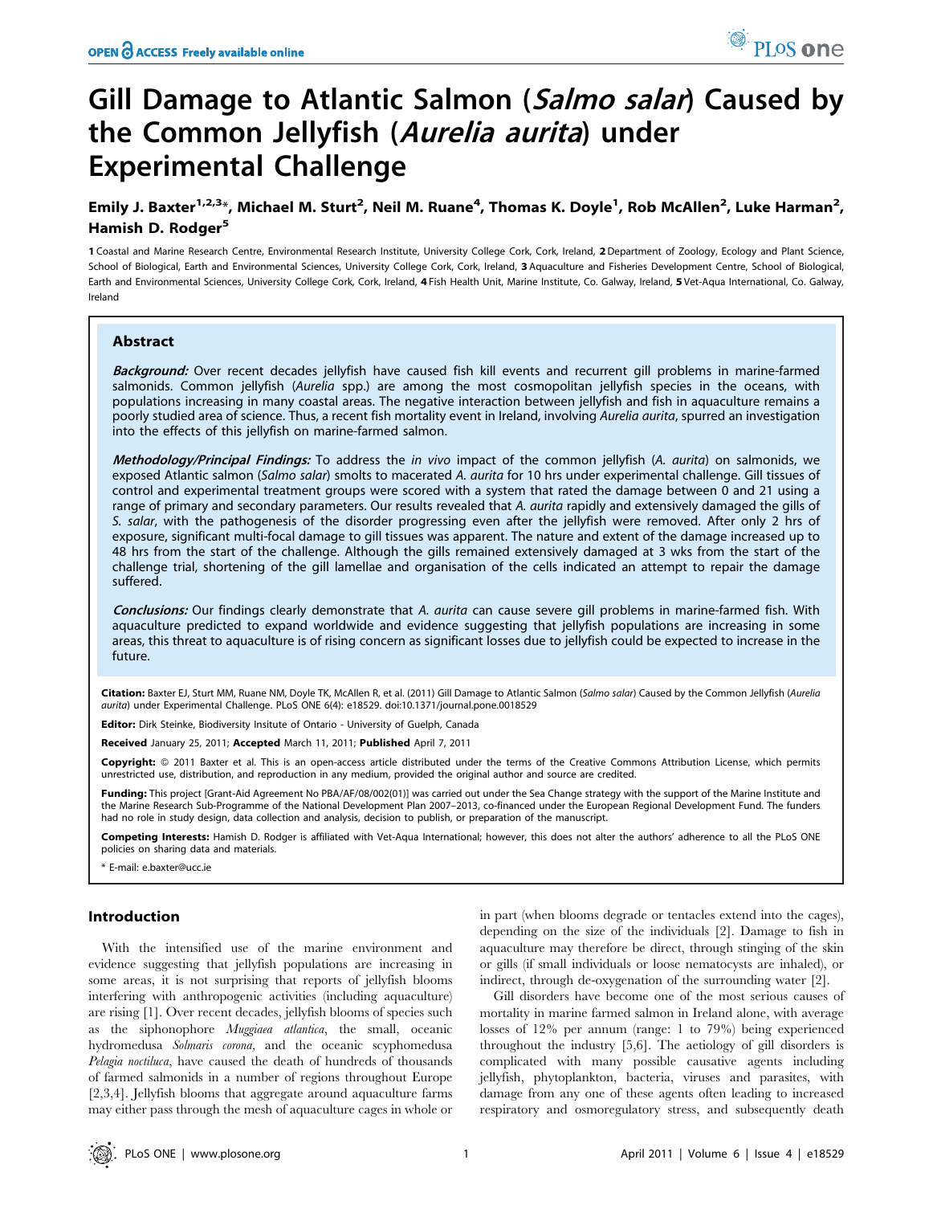# Gill Damage to Atlantic Salmon (*Salmo salar*) Caused by the Common Jellyfish (*Aurelia aurita*) under Experimental Challenge

**Emily J. Baxter[1,2,3]*, Michael M. Sturt[2], Neil M. Ruane[4], Thomas K. Doyle[1], Rob McAllen[2], Luke Harman[2], Hamish D. Rodger[5]**

1 Coastal and Marine Research Centre, Environmental Research Institute, University College Cork, Cork, Ireland, 2 Department of Zoology, Ecology and Plant Science, School of Biological, Earth and Environmental Sciences, University College Cork, Cork, Ireland, 3 Aquaculture and Fisheries Development Centre, School of Biological, Earth and Environmental Sciences, University College Cork, Cork, Ireland, 4 Fish Health Unit, Marine Institute, Co. Galway, Ireland, 5 Vet-Aqua International, Co. Galway, Ireland

## Abstract

***Background:*** Over recent decades jellyfish have caused fish kill events and recurrent gill problems in marine-farmed salmonids. Common jellyfish (*Aurelia* spp.) are among the most cosmopolitan jellyfish species in the oceans, with populations increasing in many coastal areas. The negative interaction between jellyfish and fish in aquaculture remains a poorly studied area of science. Thus, a recent fish mortality event in Ireland, involving *Aurelia aurita*, spurred an investigation into the effects of this jellyfish on marine-farmed salmon.

***Methodology/Principal Findings:*** To address the *in vivo* impact of the common jellyfish (*A. aurita*) on salmonids, we exposed Atlantic salmon (*Salmo salar*) smolts to macerated *A. aurita* for 10 hrs under experimental challenge. Gill tissues of control and experimental treatment groups were scored with a system that rated the damage between 0 and 21 using a range of primary and secondary parameters. Our results revealed that *A. aurita* rapidly and extensively damaged the gills of *S. salar*, with the pathogenesis of the disorder progressing even after the jellyfish were removed. After only 2 hrs of exposure, significant multi-focal damage to gill tissues was apparent. The nature and extent of the damage increased up to 48 hrs from the start of the challenge. Although the gills remained extensively damaged at 3 wks from the start of the challenge trial, shortening of the gill lamellae and organisation of the cells indicated an attempt to repair the damage suffered.

***Conclusions:*** Our findings clearly demonstrate that *A. aurita* can cause severe gill problems in marine-farmed fish. With aquaculture predicted to expand worldwide and evidence suggesting that jellyfish populations are increasing in some areas, this threat to aquaculture is of rising concern as significant losses due to jellyfish could be expected to increase in the future.

**Citation:** Baxter EJ, Sturt MM, Ruane NM, Doyle TK, McAllen R, et al. (2011) Gill Damage to Atlantic Salmon (*Salmo salar*) Caused by the Common Jellyfish (*Aurelia aurita*) under Experimental Challenge. PLoS ONE 6(4): e18529. doi:10.1371/journal.pone.0018529

**Editor:** Dirk Steinke, Biodiversity Institute of Ontario - University of Guelph, Canada

**Received** January 25, 2011; **Accepted** March 11, 2011; **Published** April 7, 2011

**Copyright:** © 2011 Baxter et al. This is an open-access article distributed under the terms of the Creative Commons Attribution License, which permits unrestricted use, distribution, and reproduction in any medium, provided the original author and source are credited.

**Funding:** This project [Grant-Aid Agreement No PBA/AF/08/002(01)] was carried out under the Sea Change strategy with the support of the Marine Institute and the Marine Research Sub-Programme of the National Development Plan 2007–2013, co-financed under the European Regional Development Fund. The funders had no role in study design, data collection and analysis, decision to publish, or preparation of the manuscript.

**Competing Interests:** Hamish D. Rodger is affiliated with Vet-Aqua International; however, this does not alter the authors' adherence to all the PLoS ONE policies on sharing data and materials.

* E-mail: e.baxter@ucc.ie

## Introduction

With the intensified use of the marine environment and evidence suggesting that jellyfish populations are increasing in some areas, it is not surprising that reports of jellyfish blooms interfering with anthropogenic activities (including aquaculture) are rising [1]. Over recent decades, jellyfish blooms of species such as the siphonophore *Muggiaea atlantica*, the small, oceanic hydromedusa *Solmaris corona*, and the oceanic scyphomedusa *Pelagia noctiluca*, have caused the death of hundreds of thousands of farmed salmonids in a number of regions throughout Europe [2,3,4]. Jellyfish blooms that aggregate around aquaculture farms may either pass through the mesh of aquaculture cages in whole or in part (when blooms degrade or tentacles extend into the cages), depending on the size of the individuals [2]. Damage to fish in aquaculture may therefore be direct, through stinging of the skin or gills (if small individuals or loose nematocysts are inhaled), or indirect, through de-oxygenation of the surrounding water [2].

Gill disorders have become one of the most serious causes of mortality in marine farmed salmon in Ireland alone, with average losses of 12% per annum (range: 1 to 79%) being experienced throughout the industry [5,6]. The aetiology of gill disorders is complicated with many possible causative agents including jellyfish, phytoplankton, bacteria, viruses and parasites, with damage from any one of these agents often leading to increased respiratory and osmoregulatory stress, and subsequently death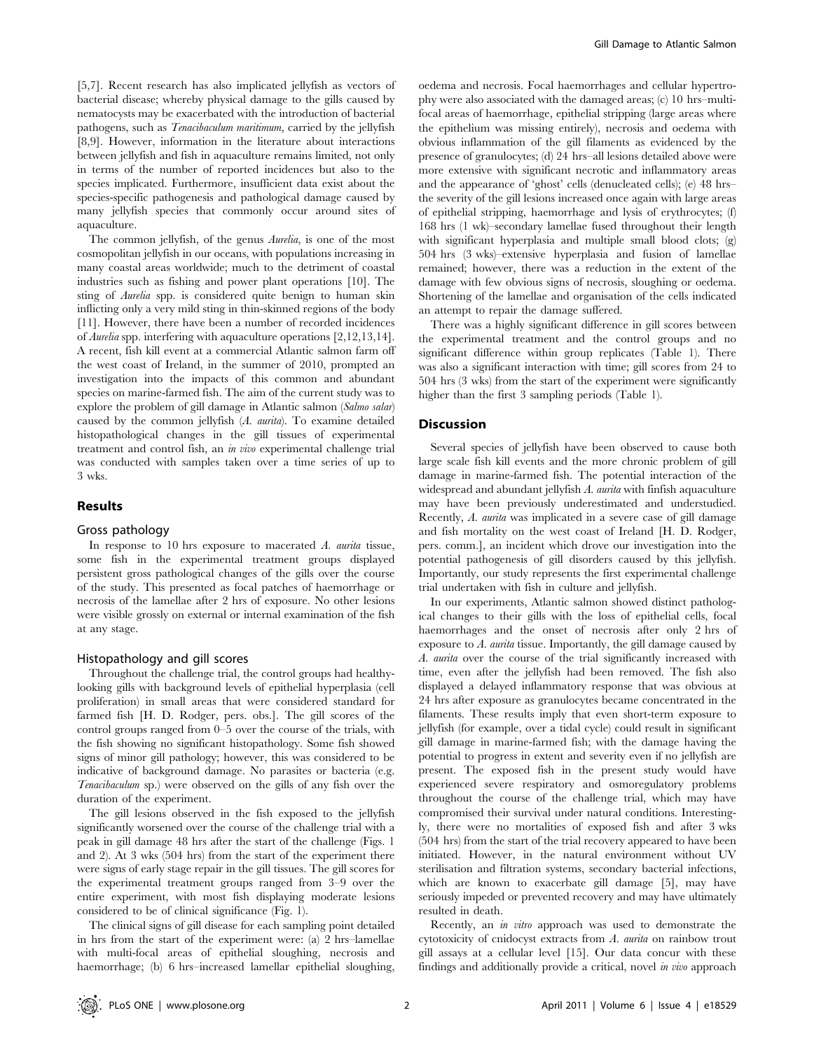[5,7]. Recent research has also implicated jellyfish as vectors of bacterial disease; whereby physical damage to the gills caused by nematocysts may be exacerbated with the introduction of bacterial pathogens, such as *Tenacibaculum maritimum*, carried by the jellyfish [8,9]. However, information in the literature about interactions between jellyfish and fish in aquaculture remains limited, not only in terms of the number of reported incidences but also to the species implicated. Furthermore, insufficient data exist about the species-specific pathogenesis and pathological damage caused by many jellyfish species that commonly occur around sites of aquaculture.

The common jellyfish, of the genus *Aurelia*, is one of the most cosmopolitan jellyfish in our oceans, with populations increasing in many coastal areas worldwide; much to the detriment of coastal industries such as fishing and power plant operations [10]. The sting of *Aurelia* spp. is considered quite benign to human skin inflicting only a very mild sting in thin-skinned regions of the body [11]. However, there have been a number of recorded incidences of *Aurelia* spp. interfering with aquaculture operations [2,12,13,14]. A recent, fish kill event at a commercial Atlantic salmon farm off the west coast of Ireland, in the summer of 2010, prompted an investigation into the impacts of this common and abundant species on marine-farmed fish. The aim of the current study was to explore the problem of gill damage in Atlantic salmon (*Salmo salar*) caused by the common jellyfish (*A. aurita*). To examine detailed histopathological changes in the gill tissues of experimental treatment and control fish, an *in vivo* experimental challenge trial was conducted with samples taken over a time series of up to 3 wks.

## Results

### Gross pathology

In response to 10 hrs exposure to macerated *A. aurita* tissue, some fish in the experimental treatment groups displayed persistent gross pathological changes of the gills over the course of the study. This presented as focal patches of haemorrhage or necrosis of the lamellae after 2 hrs of exposure. No other lesions were visible grossly on external or internal examination of the fish at any stage.

### Histopathology and gill scores

Throughout the challenge trial, the control groups had healthy-looking gills with background levels of epithelial hyperplasia (cell proliferation) in small areas that were considered standard for farmed fish [H. D. Rodger, pers. obs.]. The gill scores of the control groups ranged from 0–5 over the course of the trials, with the fish showing no significant histopathology. Some fish showed signs of minor gill pathology; however, this was considered to be indicative of background damage. No parasites or bacteria (e.g. *Tenacibaculum* sp.) were observed on the gills of any fish over the duration of the experiment.

The gill lesions observed in the fish exposed to the jellyfish significantly worsened over the course of the challenge trial with a peak in gill damage 48 hrs after the start of the challenge (Figs. 1 and 2). At 3 wks (504 hrs) from the start of the experiment there were signs of early stage repair in the gill tissues. The gill scores for the experimental treatment groups ranged from 3–9 over the entire experiment, with most fish displaying moderate lesions considered to be of clinical significance (Fig. 1).

The clinical signs of gill disease for each sampling point detailed in hrs from the start of the experiment were: (a) 2 hrs–lamellae with multi-focal areas of epithelial sloughing, necrosis and haemorrhage; (b) 6 hrs–increased lamellar epithelial sloughing, oedema and necrosis. Focal haemorrhages and cellular hypertrophy were also associated with the damaged areas; (c) 10 hrs–multifocal areas of haemorrhage, epithelial stripping (large areas where the epithelium was missing entirely), necrosis and oedema with obvious inflammation of the gill filaments as evidenced by the presence of granulocytes; (d) 24 hrs–all lesions detailed above were more extensive with significant necrotic and inflammatory areas and the appearance of 'ghost' cells (denucleated cells); (e) 48 hrs–the severity of the gill lesions increased once again with large areas of epithelial stripping, haemorrhage and lysis of erythrocytes; (f) 168 hrs (1 wk)–secondary lamellae fused throughout their length with significant hyperplasia and multiple small blood clots; (g) 504 hrs (3 wks)–extensive hyperplasia and fusion of lamellae remained; however, there was a reduction in the extent of the damage with few obvious signs of necrosis, sloughing or oedema. Shortening of the lamellae and organisation of the cells indicated an attempt to repair the damage suffered.

There was a highly significant difference in gill scores between the experimental treatment and the control groups and no significant difference within group replicates (Table 1). There was also a significant interaction with time; gill scores from 24 to 504 hrs (3 wks) from the start of the experiment were significantly higher than the first 3 sampling periods (Table 1).

## Discussion

Several species of jellyfish have been observed to cause both large scale fish kill events and the more chronic problem of gill damage in marine-farmed fish. The potential interaction of the widespread and abundant jellyfish *A. aurita* with finfish aquaculture may have been previously underestimated and understudied. Recently, *A. aurita* was implicated in a severe case of gill damage and fish mortality on the west coast of Ireland [H. D. Rodger, pers. comm.], an incident which drove our investigation into the potential pathogenesis of gill disorders caused by this jellyfish. Importantly, our study represents the first experimental challenge trial undertaken with fish in culture and jellyfish.

In our experiments, Atlantic salmon showed distinct pathological changes to their gills with the loss of epithelial cells, focal haemorrhages and the onset of necrosis after only 2 hrs of exposure to *A. aurita* tissue. Importantly, the gill damage caused by *A. aurita* over the course of the trial significantly increased with time, even after the jellyfish had been removed. The fish also displayed a delayed inflammatory response that was obvious at 24 hrs after exposure as granulocytes became concentrated in the filaments. These results imply that even short-term exposure to jellyfish (for example, over a tidal cycle) could result in significant gill damage in marine-farmed fish; with the damage having the potential to progress in extent and severity even if no jellyfish are present. The exposed fish in the present study would have experienced severe respiratory and osmoregulatory problems throughout the course of the challenge trial, which may have compromised their survival under natural conditions. Interestingly, there were no mortalities of exposed fish and after 3 wks (504 hrs) from the start of the trial recovery appeared to have been initiated. However, in the natural environment without UV sterilisation and filtration systems, secondary bacterial infections, which are known to exacerbate gill damage [5], may have seriously impeded or prevented recovery and may have ultimately resulted in death.

Recently, an *in vitro* approach was used to demonstrate the cytotoxicity of cnidocyst extracts from *A. aurita* on rainbow trout gill assays at a cellular level [15]. Our data concur with these findings and additionally provide a critical, novel *in vivo* approach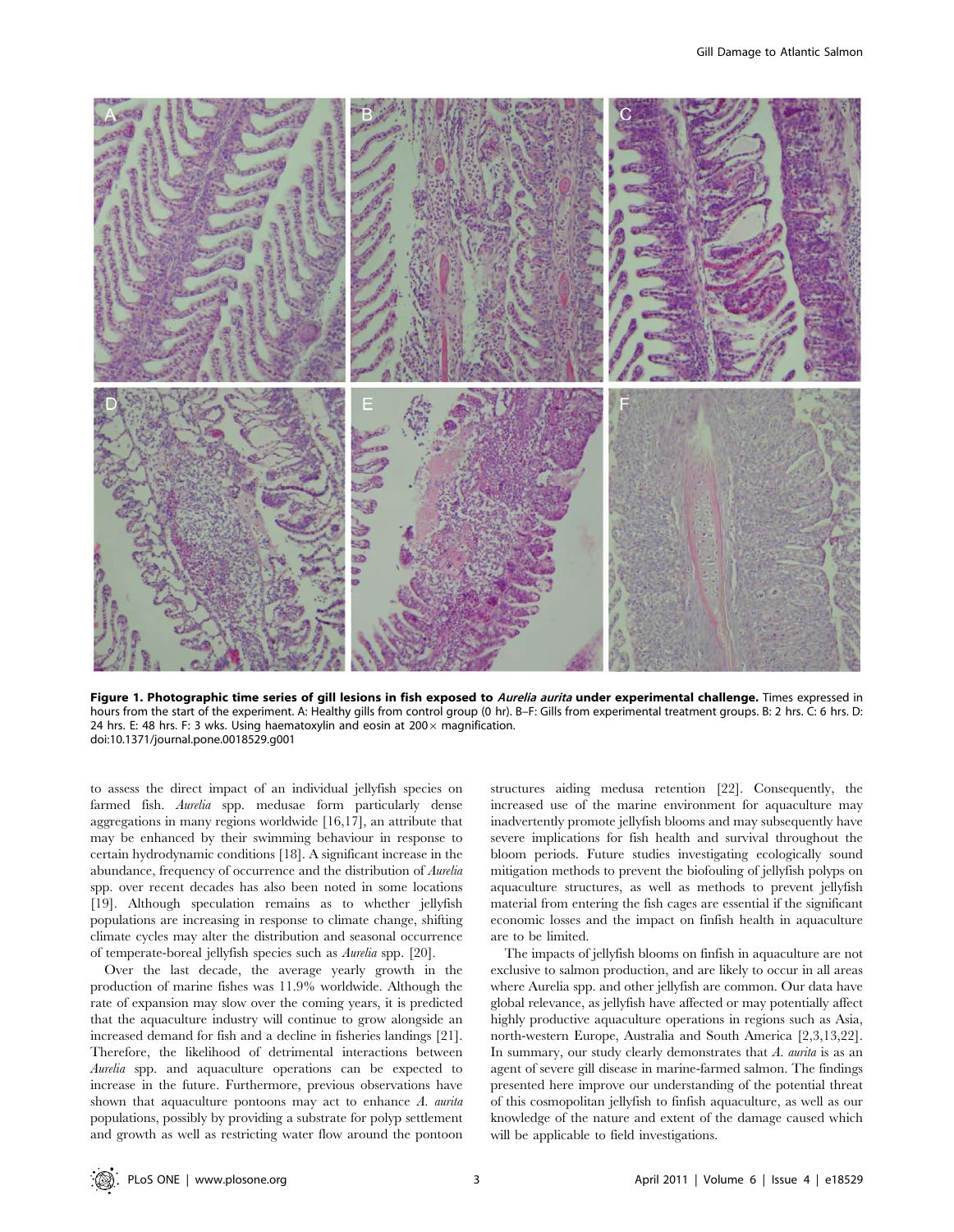**Figure 1. Photographic time series of gill lesions in fish exposed to *Aurelia aurita* under experimental challenge.** Times expressed in hours from the start of the experiment. A: Healthy gills from control group (0 hr). B–F: Gills from experimental treatment groups. B: 2 hrs. C: 6 hrs. D: 24 hrs. E: 48 hrs. F: 3 wks. Using haematoxylin and eosin at 200× magnification.
doi:10.1371/journal.pone.0018529.g001

to assess the direct impact of an individual jellyfish species on farmed fish. *Aurelia* spp. medusae form particularly dense aggregations in many regions worldwide [16,17], an attribute that may be enhanced by their swimming behaviour in response to certain hydrodynamic conditions [18]. A significant increase in the abundance, frequency of occurrence and the distribution of *Aurelia* spp. over recent decades has also been noted in some locations [19]. Although speculation remains as to whether jellyfish populations are increasing in response to climate change, shifting climate cycles may alter the distribution and seasonal occurrence of temperate-boreal jellyfish species such as *Aurelia* spp. [20].

Over the last decade, the average yearly growth in the production of marine fishes was 11.9% worldwide. Although the rate of expansion may slow over the coming years, it is predicted that the aquaculture industry will continue to grow alongside an increased demand for fish and a decline in fisheries landings [21]. Therefore, the likelihood of detrimental interactions between *Aurelia* spp. and aquaculture operations can be expected to increase in the future. Furthermore, previous observations have shown that aquaculture pontoons may act to enhance *A. aurita* populations, possibly by providing a substrate for polyp settlement and growth as well as restricting water flow around the pontoon structures aiding medusa retention [22]. Consequently, the increased use of the marine environment for aquaculture may inadvertently promote jellyfish blooms and may subsequently have severe implications for fish health and survival throughout the bloom periods. Future studies investigating ecologically sound mitigation methods to prevent the biofouling of jellyfish polyps on aquaculture structures, as well as methods to prevent jellyfish material from entering the fish cages are essential if the significant economic losses and the impact on finfish health in aquaculture are to be limited.

The impacts of jellyfish blooms on finfish in aquaculture are not exclusive to salmon production, and are likely to occur in all areas where Aurelia spp. and other jellyfish are common. Our data have global relevance, as jellyfish have affected or may potentially affect highly productive aquaculture operations in regions such as Asia, north-western Europe, Australia and South America [2,3,13,22]. In summary, our study clearly demonstrates that *A. aurita* is as an agent of severe gill disease in marine-farmed salmon. The findings presented here improve our understanding of the potential threat of this cosmopolitan jellyfish to finfish aquaculture, as well as our knowledge of the nature and extent of the damage caused which will be applicable to field investigations.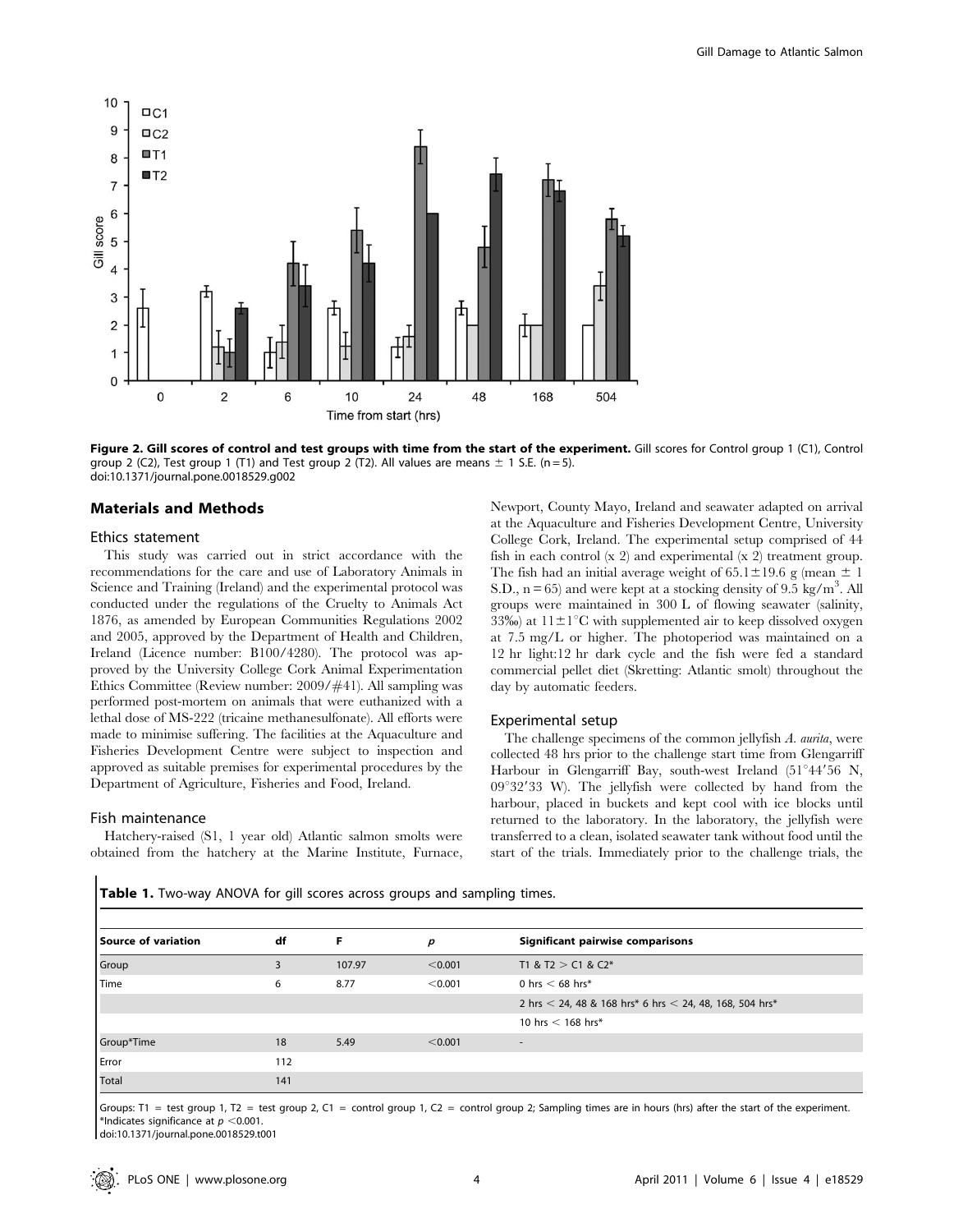**Figure 2. Gill scores of control and test groups with time from the start of the experiment.** Gill scores for Control group 1 (C1), Control group 2 (C2), Test group 1 (T1) and Test group 2 (T2). All values are means ± 1 S.E. (n = 5).
doi:10.1371/journal.pone.0018529.g002

## Materials and Methods

### Ethics statement

This study was carried out in strict accordance with the recommendations for the care and use of Laboratory Animals in Science and Training (Ireland) and the experimental protocol was conducted under the regulations of the Cruelty to Animals Act 1876, as amended by European Communities Regulations 2002 and 2005, approved by the Department of Health and Children, Ireland (Licence number: B100/4280). The protocol was approved by the University College Cork Animal Experimentation Ethics Committee (Review number: 2009/#41). All sampling was performed post-mortem on animals that were euthanized with a lethal dose of MS-222 (tricaine methanesulfonate). All efforts were made to minimise suffering. The facilities at the Aquaculture and Fisheries Development Centre were subject to inspection and approved as suitable premises for experimental procedures by the Department of Agriculture, Fisheries and Food, Ireland.

### Fish maintenance

Hatchery-raised (S1, 1 year old) Atlantic salmon smolts were obtained from the hatchery at the Marine Institute, Furnace, Newport, County Mayo, Ireland and seawater adapted on arrival at the Aquaculture and Fisheries Development Centre, University College Cork, Ireland. The experimental setup comprised of 44 fish in each control (x 2) and experimental (x 2) treatment group. The fish had an initial average weight of 65.1±19.6 g (mean ± 1 S.D., n = 65) and were kept at a stocking density of 9.5 kg/m$^3$. All groups were maintained in 300 L of flowing seawater (salinity, 33‰) at 11±1°C with supplemented air to keep dissolved oxygen at 7.5 mg/L or higher. The photoperiod was maintained on a 12 hr light:12 hr dark cycle and the fish were fed a standard commercial pellet diet (Skretting: Atlantic smolt) throughout the day by automatic feeders.

### Experimental setup

The challenge specimens of the common jellyfish *A. aurita*, were collected 48 hrs prior to the challenge start time from Glengarriff Harbour in Glengarriff Bay, south-west Ireland (51°44′56 N, 09°32′33 W). The jellyfish were collected by hand from the harbour, placed in buckets and kept cool with ice blocks until returned to the laboratory. In the laboratory, the jellyfish were transferred to a clean, isolated seawater tank without food until the start of the trials. Immediately prior to the challenge trials, the

**Table 1.** Two-way ANOVA for gill scores across groups and sampling times.

| Source of variation | df | F | p | Significant pairwise comparisons |
|---|---|---|---|---|
| Group | 3 | 107.97 | <0.001 | T1 & T2 > C1 & C2* |
| Time | 6 | 8.77 | <0.001 | 0 hrs < 68 hrs* |
| | | | | 2 hrs < 24, 48 & 168 hrs* 6 hrs < 24, 48, 168, 504 hrs* |
| | | | | 10 hrs < 168 hrs* |
| Group*Time | 18 | 5.49 | <0.001 | - |
| Error | 112 | | | |
| Total | 141 | | | |

Groups: T1 = test group 1, T2 = test group 2, C1 = control group 1, C2 = control group 2; Sampling times are in hours (hrs) after the start of the experiment.
*Indicates significance at $p < 0.001$.
doi:10.1371/journal.pone.0018529.t001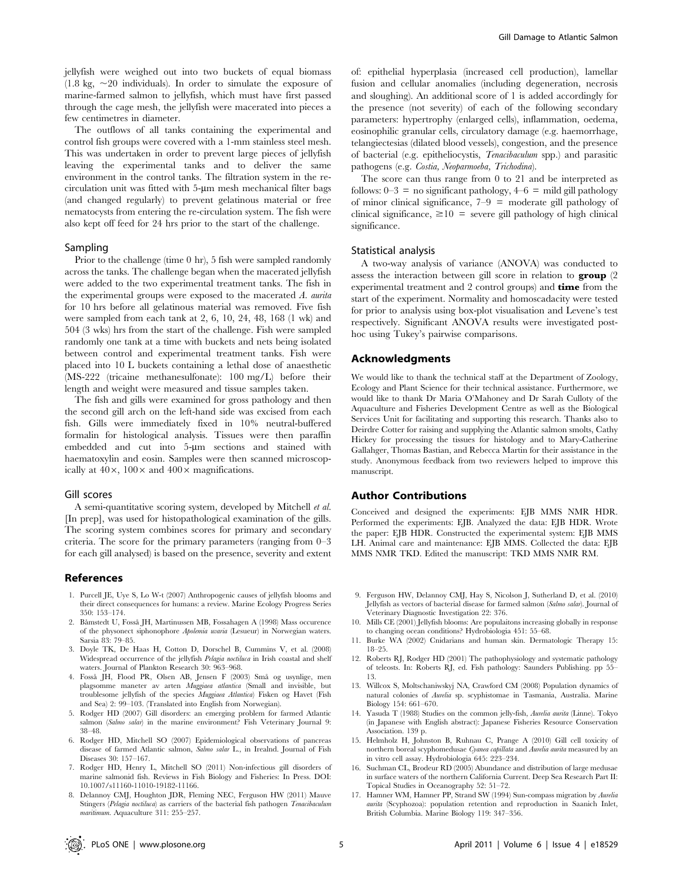jellyfish were weighed out into two buckets of equal biomass (1.8 kg, ~20 individuals). In order to simulate the exposure of marine-farmed salmon to jellyfish, which must have first passed through the cage mesh, the jellyfish were macerated into pieces a few centimetres in diameter.

The outflows of all tanks containing the experimental and control fish groups were covered with a 1-mm stainless steel mesh. This was undertaken in order to prevent large pieces of jellyfish leaving the experimental tanks and to deliver the same environment in the control tanks. The filtration system in the re-circulation unit was fitted with 5-µm mesh mechanical filter bags (and changed regularly) to prevent gelatinous material or free nematocysts from entering the re-circulation system. The fish were also kept off feed for 24 hrs prior to the start of the challenge.

### Sampling

Prior to the challenge (time 0 hr), 5 fish were sampled randomly across the tanks. The challenge began when the macerated jellyfish were added to the two experimental treatment tanks. The fish in the experimental groups were exposed to the macerated *A. aurita* for 10 hrs before all gelatinous material was removed. Five fish were sampled from each tank at 2, 6, 10, 24, 48, 168 (1 wk) and 504 (3 wks) hrs from the start of the challenge. Fish were sampled randomly one tank at a time with buckets and nets being isolated between control and experimental treatment tanks. Fish were placed into 10 L buckets containing a lethal dose of anaesthetic (MS-222 (tricaine methanesulfonate): 100 mg/L) before their length and weight were measured and tissue samples taken.

The fish and gills were examined for gross pathology and then the second gill arch on the left-hand side was excised from each fish. Gills were immediately fixed in 10% neutral-buffered formalin for histological analysis. Tissues were then paraffin embedded and cut into 5-µm sections and stained with haematoxylin and eosin. Samples were then scanned microscopically at 40×, 100× and 400× magnifications.

### Gill scores

A semi-quantitative scoring system, developed by Mitchell *et al.* [In prep], was used for histopathological examination of the gills. The scoring system combines scores for primary and secondary criteria. The score for the primary parameters (ranging from 0–3 for each gill analysed) is based on the presence, severity and extent of: epithelial hyperplasia (increased cell production), lamellar fusion and cellular anomalies (including degeneration, necrosis and sloughing). An additional score of 1 is added accordingly for the presence (not severity) of each of the following secondary parameters: hypertrophy (enlarged cells), inflammation, oedema, eosinophilic granular cells, circulatory damage (e.g. haemorrhage, telangiectesias (dilated blood vessels), congestion, and the presence of bacterial (e.g. epitheliocystis, *Tenacibaculum* spp.) and parasitic pathogens (e.g. *Costia, Neoparmoeba, Trichodina*).

The score can thus range from 0 to 21 and be interpreted as follows: 0–3 = no significant pathology, 4–6 = mild gill pathology of minor clinical significance, 7–9 = moderate gill pathology of clinical significance, ≥10 = severe gill pathology of high clinical significance.

### Statistical analysis

A two-way analysis of variance (ANOVA) was conducted to assess the interaction between gill score in relation to **group** (2 experimental treatment and 2 control groups) and **time** from the start of the experiment. Normality and homoscadacity were tested for prior to analysis using box-plot visualisation and Levene's test respectively. Significant ANOVA results were investigated post-hoc using Tukey's pairwise comparisons.

## Acknowledgments

We would like to thank the technical staff at the Department of Zoology, Ecology and Plant Science for their technical assistance. Furthermore, we would like to thank Dr Maria O'Mahoney and Dr Sarah Culloty of the Aquaculture and Fisheries Development Centre as well as the Biological Services Unit for facilitating and supporting this research. Thanks also to Deirdre Cotter for raising and supplying the Atlantic salmon smolts, Cathy Hickey for processing the tissues for histology and to Mary-Catherine Gallahger, Thomas Bastian, and Rebecca Martin for their assistance in the study. Anonymous feedback from two reviewers helped to improve this manuscript.

## Author Contributions

Conceived and designed the experiments: EJB MMS NMR HDR. Performed the experiments: EJB. Analyzed the data: EJB HDR. Wrote the paper: EJB HDR. Constructed the experimental system: EJB MMS LH. Animal care and maintenance: EJB MMS. Collected the data: EJB MMS NMR TKD. Edited the manuscript: TKD MMS NMR RM.

## References

1. Purcell JE, Uye S, Lo W-t (2007) Anthropogenic causes of jellyfish blooms and their direct consequences for humans: a review. Marine Ecology Progress Series 350: 153–174.
2. Båmstedt U, Fosså JH, Martinussen MB, Fossahagen A (1998) Mass occurence of the physonect siphonophore *Apolemia uvaria* (Lesueur) in Norwegian waters. Sarsia 83: 79–85.
3. Doyle TK, De Haas H, Cotton D, Dorschel B, Cummins V, et al. (2008) Widespread occurrence of the jellyfish *Pelagia noctiluca* in Irish coastal and shelf waters. Journal of Plankton Research 30: 963–968.
4. Fosså JH, Flood PR, Olsen AB, Jensen F (2003) Små og usynlige, men plagsomme maneter av arten *Muggiaea atlantica* (Small and invisible, but troublesome jellyfish of the species *Muggiaea Atlantica*) Fisken og Havet (Fish and Sea) 2: 99–103. (Translated into English from Norwegian).
5. Rodger HD (2007) Gill disorders: an emerging problem for farmed Atlantic salmon (*Salmo salar*) in the marine environment? Fish Veterinary Journal 9: 38–48.
6. Rodger HD, Mitchell SO (2007) Epidemiological observations of pancreas disease of farmed Atlantic salmon, *Salmo salar* L., in Irealnd. Journal of Fish Diseases 30: 157–167.
7. Rodger HD, Henry L, Mitchell SO (2011) Non-infectious gill disorders of marine salmonid fish. Reviews in Fish Biology and Fisheries: In Press. DOI: 10.1007/s11160-11010-19182-11166.
8. Delannoy CMJ, Houghton JDR, Fleming NEC, Ferguson HW (2011) Mauve Stingers (*Pelagia noctiluca*) as carriers of the bacterial fish pathogen *Tenacibaculum maritimum*. Aquaculture 311: 255–257.
9. Ferguson HW, Delannoy CMJ, Hay S, Nicolson J, Sutherland D, et al. (2010) Jellyfish as vectors of bacterial disease for farmed salmon (*Salmo salar*). Journal of Veterinary Diagnostic Investigation 22: 376.
10. Mills CE (2001) Jellyfish blooms: Are populaitons increasing globally in response to changing ocean conditions? Hydrobiologia 451: 55–68.
11. Burke WA (2002) Cnidarians and human skin. Dermatologic Therapy 15: 18–25.
12. Roberts RJ, Rodger HD (2001) The pathophysiology and systematic pathology of teleosts. In: Roberts RJ, ed. Fish pathology: Saunders Publishing. pp 55–13.
13. Willcox S, Moltschaniwskyj NA, Crawford CM (2008) Population dynamics of natural colonies of *Aurelia* sp. scyphistomae in Tasmania, Australia. Marine Biology 154: 661–670.
14. Yasuda T (1988) Studies on the common jelly-fish, *Aurelia aurita* (Linne). Tokyo (in Japanese with English abstract): Japanese Fisheries Resource Conservation Association. 139 p.
15. Helmholz H, Johnston B, Ruhnau C, Prange A (2010) Gill cell toxicity of northern boreal scyphomedusae *Cyanea capillata* and *Aurelia aurita* measured by an in vitro cell assay. Hydrobiologia 645: 223–234.
16. Suchman CL, Brodeur RD (2005) Abundance and distribution of large medusae in surface waters of the northern California Current. Deep Sea Research Part II: Topical Studies in Oceanography 52: 51–72.
17. Hamner WM, Hamner PP, Strand SW (1994) Sun-compass migration by *Aurelia aurita* (Scyphozoa): population retention and reproduction in Saanich Inlet, British Columbia. Marine Biology 119: 347–356.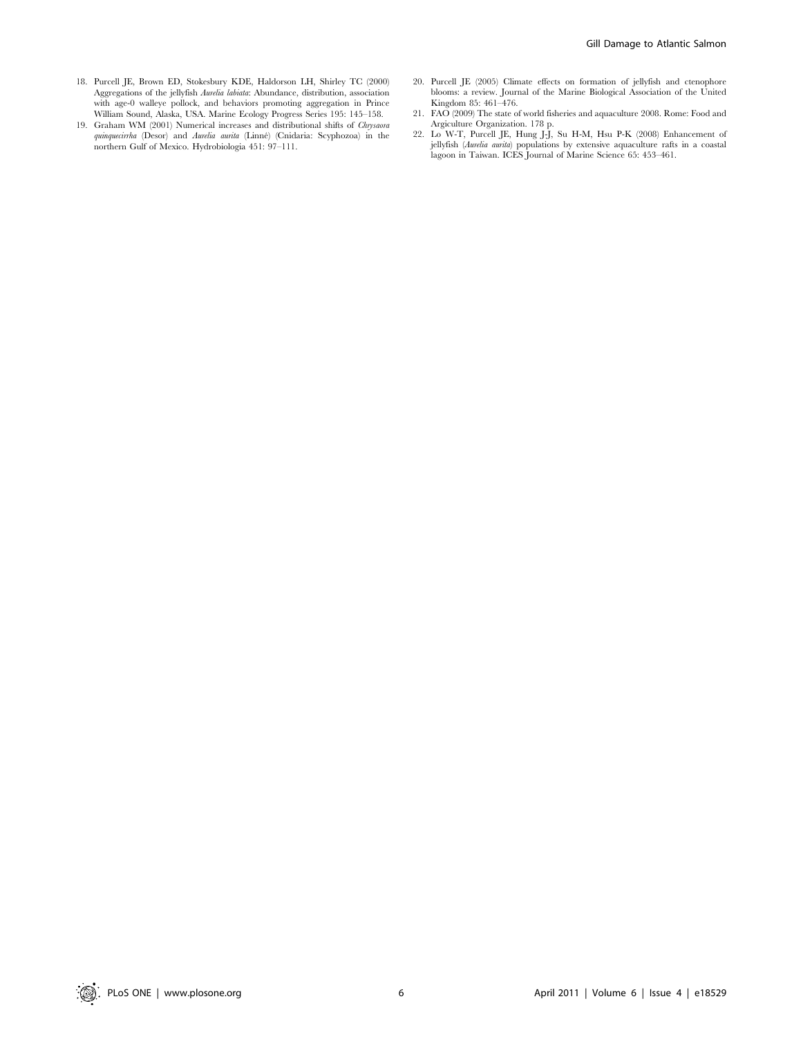18. Purcell JE, Brown ED, Stokesbury KDE, Haldorson LH, Shirley TC (2000) Aggregations of the jellyfish *Aurelia labiata*: Abundance, distribution, association with age-0 walleye pollock, and behaviors promoting aggregation in Prince William Sound, Alaska, USA. Marine Ecology Progress Series 195: 145–158.
19. Graham WM (2001) Numerical increases and distributional shifts of *Chrysaora quinquecirrha* (Desor) and *Aurelia aurita* (Linné) (Cnidaria: Scyphozoa) in the northern Gulf of Mexico. Hydrobiologia 451: 97–111.
20. Purcell JE (2005) Climate effects on formation of jellyfish and ctenophore blooms: a review. Journal of the Marine Biological Association of the United Kingdom 85: 461–476.
21. FAO (2009) The state of world fisheries and aquaculture 2008. Rome: Food and Argiculture Organization. 178 p.
22. Lo W-T, Purcell JE, Hung J-J, Su H-M, Hsu P-K (2008) Enhancement of jellyfish (*Aurelia aurita*) populations by extensive aquaculture rafts in a coastal lagoon in Taiwan. ICES Journal of Marine Science 65: 453–461.